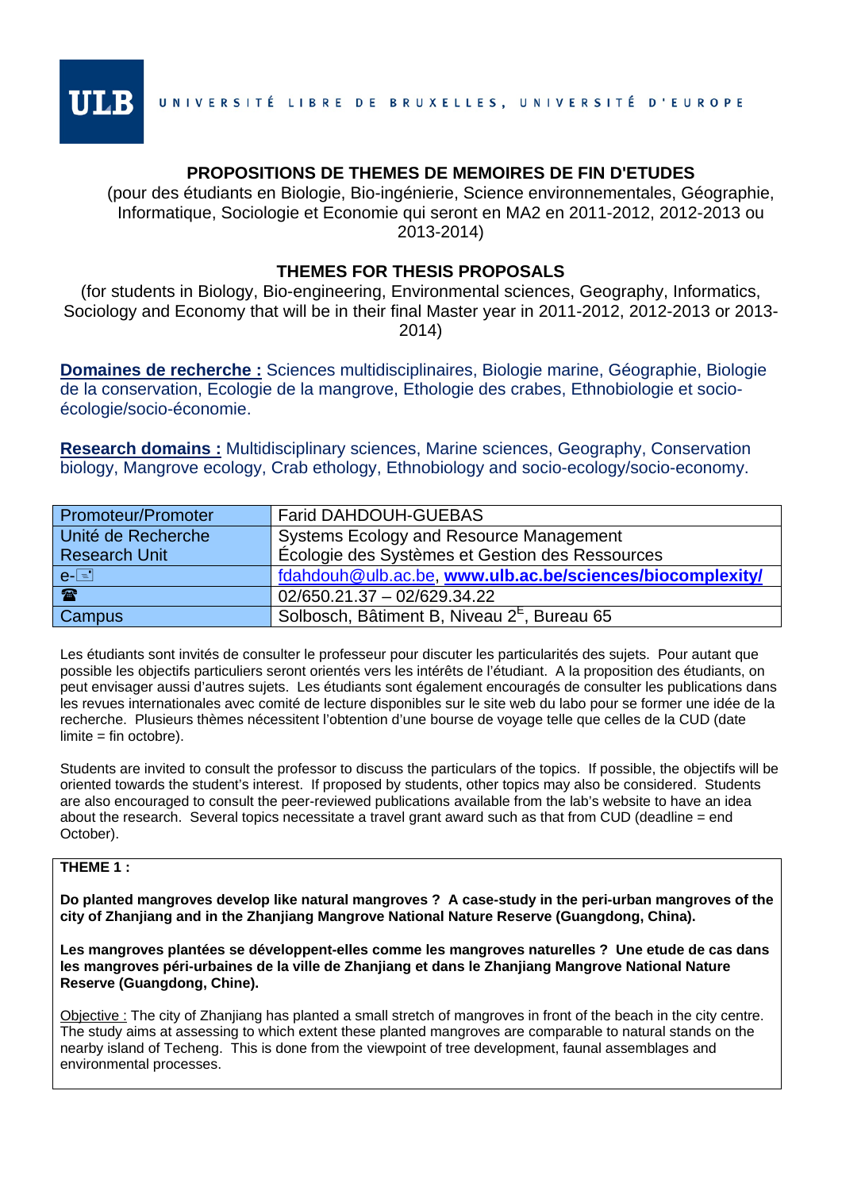ULB UNIVERSITÉ LIBRE DE BRUXELLES, UNIVERSITÉ D'EUROPE

# PROPOSITIONS DE THEMES DE MEMOIRES DE FIN D'ETUDES

(pour des étudiants en Biologie, Bio-ingénierie, Science environnementales, Géographie, Informatique, Sociologie et Economie qui seront en MA2 en 2011-2012, 2012-2013 ou 2013-2014)

# THEMES FOR THESIS PROPOSALS

(for students in Biology, Bio-engineering, Environmental sciences, Geography, Informatics, Sociology and Economy that will be in their final Master year in 2011-2012, 2012-2013 or 2013-2014)

**Domaines de recherche :** Sciences multidisciplinaires, Biologie marine, Géographie, Biologie de la conservation, Ecologie de la mangrove, Ethologie des crabes, Ethnobiologie et socio-écologie/socio-économie.

**Research domains :** Multidisciplinary sciences, Marine sciences, Geography, Conservation biology, Mangrove ecology, Crab ethology, Ethnobiology and socio-ecology/socio-economy.

| Promoteur/Promoter | Farid DAHDOUH-GUEBAS |
|---|---|
| Unité de Recherche<br>Research Unit | Systems Ecology and Resource Management<br>Écologie des Systèmes et Gestion des Ressources |
| e-✉ | fdahdouh@ulb.ac.be, **www.ulb.ac.be/sciences/biocomplexity/** |
| ☎ | 02/650.21.37 – 02/629.34.22 |
| Campus | Solbosch, Bâtiment B, Niveau 2[E], Bureau 65 |

Les étudiants sont invités de consulter le professeur pour discuter les particularités des sujets. Pour autant que possible les objectifs particuliers seront orientés vers les intérêts de l'étudiant. A la proposition des étudiants, on peut envisager aussi d'autres sujets. Les étudiants sont également encouragés de consulter les publications dans les revues internationales avec comité de lecture disponibles sur le site web du labo pour se former une idée de la recherche. Plusieurs thèmes nécessitent l'obtention d'une bourse de voyage telle que celles de la CUD (date limite = fin octobre).

Students are invited to consult the professor to discuss the particulars of the topics. If possible, the objectifs will be oriented towards the student's interest. If proposed by students, other topics may also be considered. Students are also encouraged to consult the peer-reviewed publications available from the lab's website to have an idea about the research. Several topics necessitate a travel grant award such as that from CUD (deadline = end October).

**THEME 1 :**

**Do planted mangroves develop like natural mangroves ? A case-study in the peri-urban mangroves of the city of Zhanjiang and in the Zhanjiang Mangrove National Nature Reserve (Guangdong, China).**

**Les mangroves plantées se développent-elles comme les mangroves naturelles ? Une etude de cas dans les mangroves péri-urbaines de la ville de Zhanjiang et dans le Zhanjiang Mangrove National Nature Reserve (Guangdong, Chine).**

Objective : The city of Zhanjiang has planted a small stretch of mangroves in front of the beach in the city centre. The study aims at assessing to which extent these planted mangroves are comparable to natural stands on the nearby island of Techeng. This is done from the viewpoint of tree development, faunal assemblages and environmental processes.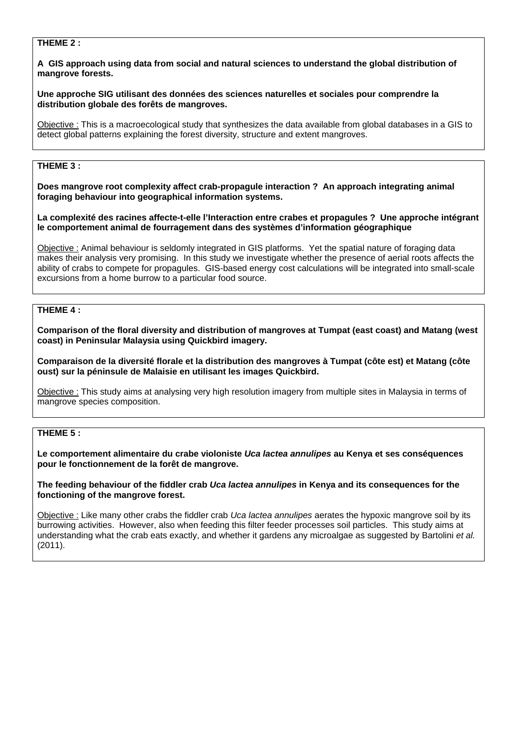**THEME 2 :**

**A GIS approach using data from social and natural sciences to understand the global distribution of mangrove forests.**

**Une approche SIG utilisant des données des sciences naturelles et sociales pour comprendre la distribution globale des forêts de mangroves.**

Objective : This is a macroecological study that synthesizes the data available from global databases in a GIS to detect global patterns explaining the forest diversity, structure and extent mangroves.

**THEME 3 :**

**Does mangrove root complexity affect crab-propagule interaction ? An approach integrating animal foraging behaviour into geographical information systems.**

**La complexité des racines affecte-t-elle l'Interaction entre crabes et propagules ? Une approche intégrant le comportement animal de fourragement dans des systèmes d'information géographique**

Objective : Animal behaviour is seldomly integrated in GIS platforms. Yet the spatial nature of foraging data makes their analysis very promising. In this study we investigate whether the presence of aerial roots affects the ability of crabs to compete for propagules. GIS-based energy cost calculations will be integrated into small-scale excursions from a home burrow to a particular food source.

**THEME 4 :**

**Comparison of the floral diversity and distribution of mangroves at Tumpat (east coast) and Matang (west coast) in Peninsular Malaysia using Quickbird imagery.**

**Comparaison de la diversité florale et la distribution des mangroves à Tumpat (côte est) et Matang (côte oust) sur la péninsule de Malaisie en utilisant les images Quickbird.**

Objective : This study aims at analysing very high resolution imagery from multiple sites in Malaysia in terms of mangrove species composition.

**THEME 5 :**

**Le comportement alimentaire du crabe violoniste *Uca lactea annulipes* au Kenya et ses conséquences pour le fonctionnement de la forêt de mangrove.**

**The feeding behaviour of the fiddler crab *Uca lactea annulipes* in Kenya and its consequences for the fonctioning of the mangrove forest.**

Objective : Like many other crabs the fiddler crab *Uca lactea annulipes* aerates the hypoxic mangrove soil by its burrowing activities. However, also when feeding this filter feeder processes soil particles. This study aims at understanding what the crab eats exactly, and whether it gardens any microalgae as suggested by Bartolini *et al.* (2011).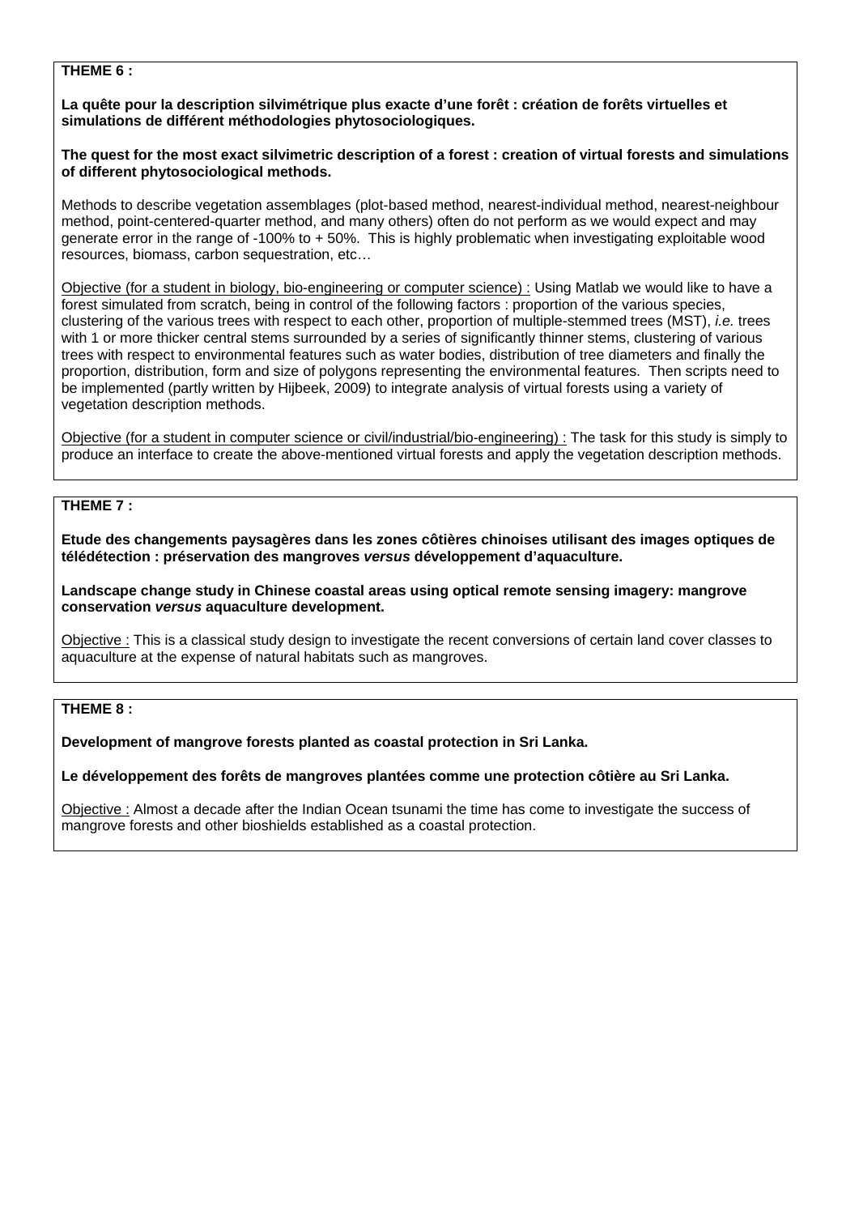**THEME 6 :**

**La quête pour la description silvimétrique plus exacte d'une forêt : création de forêts virtuelles et simulations de différent méthodologies phytosociologiques.**

**The quest for the most exact silvimetric description of a forest : creation of virtual forests and simulations of different phytosociological methods.**

Methods to describe vegetation assemblages (plot-based method, nearest-individual method, nearest-neighbour method, point-centered-quarter method, and many others) often do not perform as we would expect and may generate error in the range of -100% to + 50%. This is highly problematic when investigating exploitable wood resources, biomass, carbon sequestration, etc…

Objective (for a student in biology, bio-engineering or computer science) : Using Matlab we would like to have a forest simulated from scratch, being in control of the following factors : proportion of the various species, clustering of the various trees with respect to each other, proportion of multiple-stemmed trees (MST), *i.e.* trees with 1 or more thicker central stems surrounded by a series of significantly thinner stems, clustering of various trees with respect to environmental features such as water bodies, distribution of tree diameters and finally the proportion, distribution, form and size of polygons representing the environmental features. Then scripts need to be implemented (partly written by Hijbeek, 2009) to integrate analysis of virtual forests using a variety of vegetation description methods.

Objective (for a student in computer science or civil/industrial/bio-engineering) : The task for this study is simply to produce an interface to create the above-mentioned virtual forests and apply the vegetation description methods.

**THEME 7 :**

**Etude des changements paysagères dans les zones côtières chinoises utilisant des images optiques de télédétection : préservation des mangroves *versus* développement d'aquaculture.**

**Landscape change study in Chinese coastal areas using optical remote sensing imagery: mangrove conservation *versus* aquaculture development.**

Objective : This is a classical study design to investigate the recent conversions of certain land cover classes to aquaculture at the expense of natural habitats such as mangroves.

**THEME 8 :**

**Development of mangrove forests planted as coastal protection in Sri Lanka.**

**Le développement des forêts de mangroves plantées comme une protection côtière au Sri Lanka.**

Objective : Almost a decade after the Indian Ocean tsunami the time has come to investigate the success of mangrove forests and other bioshields established as a coastal protection.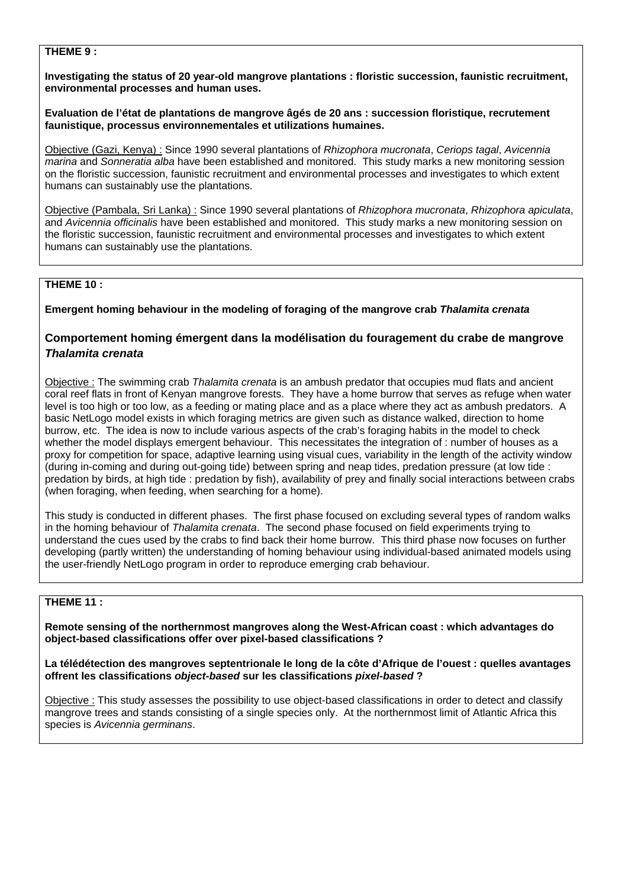## THEME 9 :

**Investigating the status of 20 year-old mangrove plantations : floristic succession, faunistic recruitment, environmental processes and human uses.**

**Evaluation de l'état de plantations de mangrove âgés de 20 ans : succession floristique, recrutement faunistique, processus environnementales et utilizations humaines.**

Objective (Gazi, Kenya) : Since 1990 several plantations of *Rhizophora mucronata*, *Ceriops tagal*, *Avicennia marina* and *Sonneratia alba* have been established and monitored. This study marks a new monitoring session on the floristic succession, faunistic recruitment and environmental processes and investigates to which extent humans can sustainably use the plantations.

Objective (Pambala, Sri Lanka) : Since 1990 several plantations of *Rhizophora mucronata*, *Rhizophora apiculata*, and *Avicennia officinalis* have been established and monitored. This study marks a new monitoring session on the floristic succession, faunistic recruitment and environmental processes and investigates to which extent humans can sustainably use the plantations.

## THEME 10 :

**Emergent homing behaviour in the modeling of foraging of the mangrove crab *Thalamita crenata***

**Comportement homing émergent dans la modélisation du fouragement du crabe de mangrove *Thalamita crenata***

Objective : The swimming crab *Thalamita crenata* is an ambush predator that occupies mud flats and ancient coral reef flats in front of Kenyan mangrove forests. They have a home burrow that serves as refuge when water level is too high or too low, as a feeding or mating place and as a place where they act as ambush predators. A basic NetLogo model exists in which foraging metrics are given such as distance walked, direction to home burrow, etc. The idea is now to include various aspects of the crab's foraging habits in the model to check whether the model displays emergent behaviour. This necessitates the integration of : number of houses as a proxy for competition for space, adaptive learning using visual cues, variability in the length of the activity window (during in-coming and during out-going tide) between spring and neap tides, predation pressure (at low tide : predation by birds, at high tide : predation by fish), availability of prey and finally social interactions between crabs (when foraging, when feeding, when searching for a home).

This study is conducted in different phases. The first phase focused on excluding several types of random walks in the homing behaviour of *Thalamita crenata*. The second phase focused on field experiments trying to understand the cues used by the crabs to find back their home burrow. This third phase now focuses on further developing (partly written) the understanding of homing behaviour using individual-based animated models using the user-friendly NetLogo program in order to reproduce emerging crab behaviour.

## THEME 11 :

**Remote sensing of the northernmost mangroves along the West-African coast : which advantages do object-based classifications offer over pixel-based classifications ?**

**La télédétection des mangroves septentrionale le long de la côte d'Afrique de l'ouest : quelles avantages offrent les classifications *object-based* sur les classifications *pixel-based* ?**

Objective : This study assesses the possibility to use object-based classifications in order to detect and classify mangrove trees and stands consisting of a single species only. At the northernmost limit of Atlantic Africa this species is *Avicennia germinans*.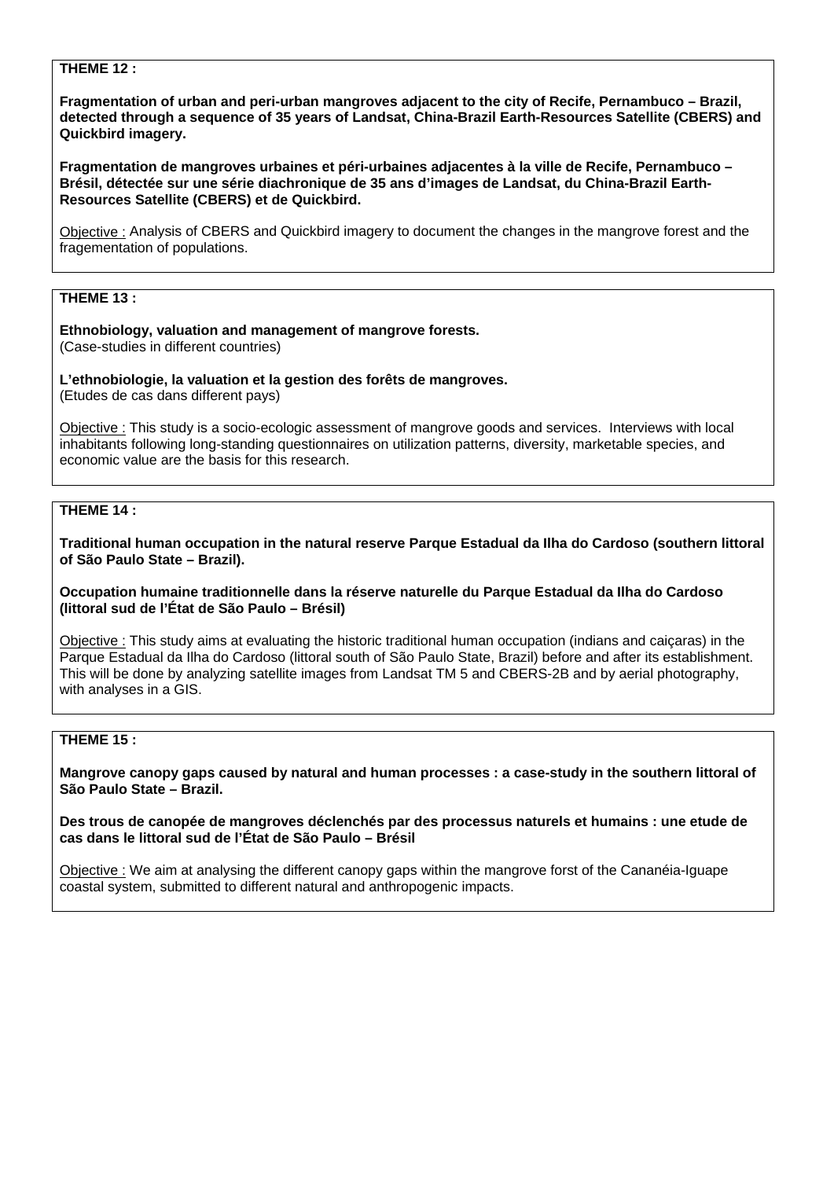**THEME 12 :**

**Fragmentation of urban and peri-urban mangroves adjacent to the city of Recife, Pernambuco – Brazil, detected through a sequence of 35 years of Landsat, China-Brazil Earth-Resources Satellite (CBERS) and Quickbird imagery.**

**Fragmentation de mangroves urbaines et péri-urbaines adjacentes à la ville de Recife, Pernambuco – Brésil, détectée sur une série diachronique de 35 ans d'images de Landsat, du China-Brazil Earth-Resources Satellite (CBERS) et de Quickbird.**

Objective : Analysis of CBERS and Quickbird imagery to document the changes in the mangrove forest and the fragementation of populations.

**THEME 13 :**

**Ethnobiology, valuation and management of mangrove forests.**
(Case-studies in different countries)

**L'ethnobiologie, la valuation et la gestion des forêts de mangroves.**
(Etudes de cas dans different pays)

Objective : This study is a socio-ecologic assessment of mangrove goods and services. Interviews with local inhabitants following long-standing questionnaires on utilization patterns, diversity, marketable species, and economic value are the basis for this research.

**THEME 14 :**

**Traditional human occupation in the natural reserve Parque Estadual da Ilha do Cardoso (southern littoral of São Paulo State – Brazil).**

**Occupation humaine traditionnelle dans la réserve naturelle du Parque Estadual da Ilha do Cardoso (littoral sud de l'État de São Paulo – Brésil)**

Objective : This study aims at evaluating the historic traditional human occupation (indians and caiçaras) in the Parque Estadual da Ilha do Cardoso (littoral south of São Paulo State, Brazil) before and after its establishment. This will be done by analyzing satellite images from Landsat TM 5 and CBERS-2B and by aerial photography, with analyses in a GIS.

**THEME 15 :**

**Mangrove canopy gaps caused by natural and human processes : a case-study in the southern littoral of São Paulo State – Brazil.**

**Des trous de canopée de mangroves déclenchés par des processus naturels et humains : une etude de cas dans le littoral sud de l'État de São Paulo – Brésil**

Objective : We aim at analysing the different canopy gaps within the mangrove forst of the Cananéia-Iguape coastal system, submitted to different natural and anthropogenic impacts.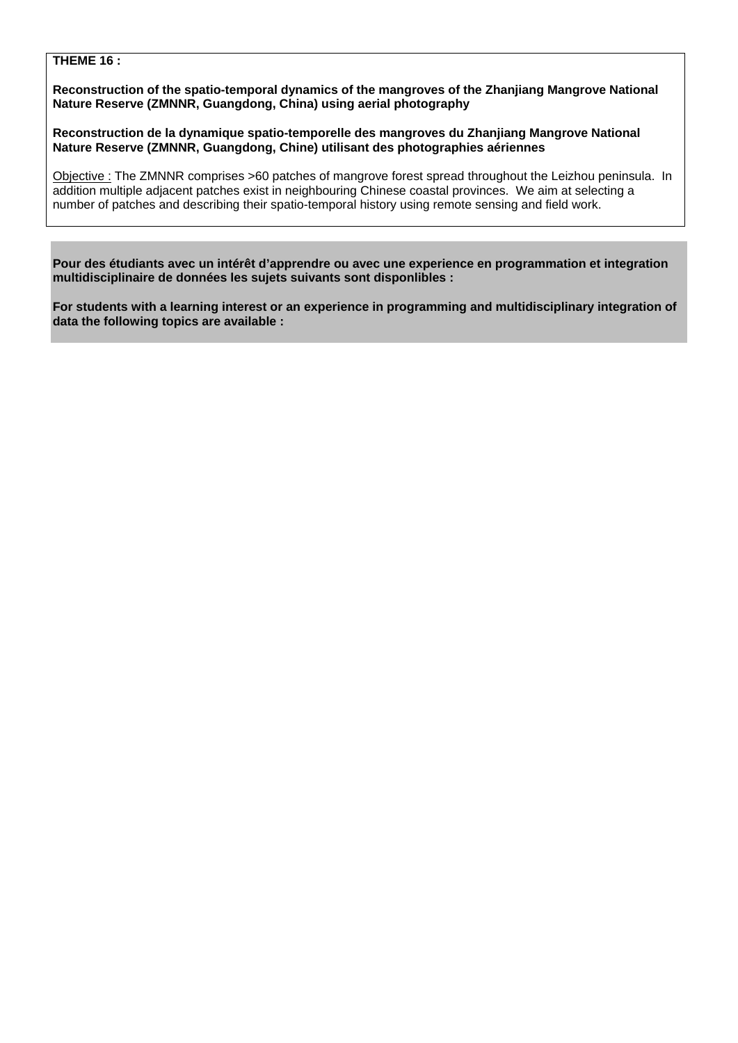**THEME 16 :**

**Reconstruction of the spatio-temporal dynamics of the mangroves of the Zhanjiang Mangrove National Nature Reserve (ZMNNR, Guangdong, China) using aerial photography**

**Reconstruction de la dynamique spatio-temporelle des mangroves du Zhanjiang Mangrove National Nature Reserve (ZMNNR, Guangdong, Chine) utilisant des photographies aériennes**

Objective : The ZMNNR comprises >60 patches of mangrove forest spread throughout the Leizhou peninsula. In addition multiple adjacent patches exist in neighbouring Chinese coastal provinces. We aim at selecting a number of patches and describing their spatio-temporal history using remote sensing and field work.

**Pour des étudiants avec un intérêt d'apprendre ou avec une experience en programmation et integration multidisciplinaire de données les sujets suivants sont disponlibles :**

**For students with a learning interest or an experience in programming and multidisciplinary integration of data the following topics are available :**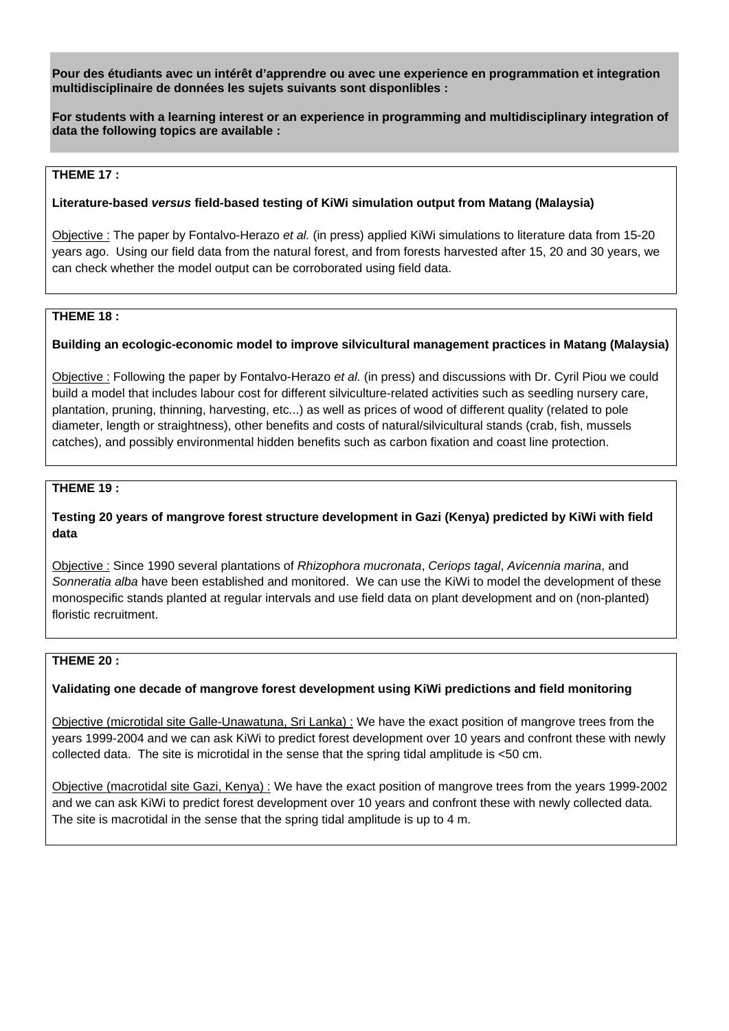**Pour des étudiants avec un intérêt d'apprendre ou avec une experience en programmation et integration multidisciplinaire de données les sujets suivants sont disponlibles :**

**For students with a learning interest or an experience in programming and multidisciplinary integration of data the following topics are available :**

**THEME 17 :**

**Literature-based *versus* field-based testing of KiWi simulation output from Matang (Malaysia)**

Objective : The paper by Fontalvo-Herazo *et al.* (in press) applied KiWi simulations to literature data from 15-20 years ago. Using our field data from the natural forest, and from forests harvested after 15, 20 and 30 years, we can check whether the model output can be corroborated using field data.

**THEME 18 :**

**Building an ecologic-economic model to improve silvicultural management practices in Matang (Malaysia)**

Objective : Following the paper by Fontalvo-Herazo *et al.* (in press) and discussions with Dr. Cyril Piou we could build a model that includes labour cost for different silviculture-related activities such as seedling nursery care, plantation, pruning, thinning, harvesting, etc...) as well as prices of wood of different quality (related to pole diameter, length or straightness), other benefits and costs of natural/silvicultural stands (crab, fish, mussels catches), and possibly environmental hidden benefits such as carbon fixation and coast line protection.

**THEME 19 :**

**Testing 20 years of mangrove forest structure development in Gazi (Kenya) predicted by KiWi with field data**

Objective : Since 1990 several plantations of *Rhizophora mucronata*, *Ceriops tagal*, *Avicennia marina*, and *Sonneratia alba* have been established and monitored. We can use the KiWi to model the development of these monospecific stands planted at regular intervals and use field data on plant development and on (non-planted) floristic recruitment.

**THEME 20 :**

**Validating one decade of mangrove forest development using KiWi predictions and field monitoring**

Objective (microtidal site Galle-Unawatuna, Sri Lanka) : We have the exact position of mangrove trees from the years 1999-2004 and we can ask KiWi to predict forest development over 10 years and confront these with newly collected data. The site is microtidal in the sense that the spring tidal amplitude is <50 cm.

Objective (macrotidal site Gazi, Kenya) : We have the exact position of mangrove trees from the years 1999-2002 and we can ask KiWi to predict forest development over 10 years and confront these with newly collected data. The site is macrotidal in the sense that the spring tidal amplitude is up to 4 m.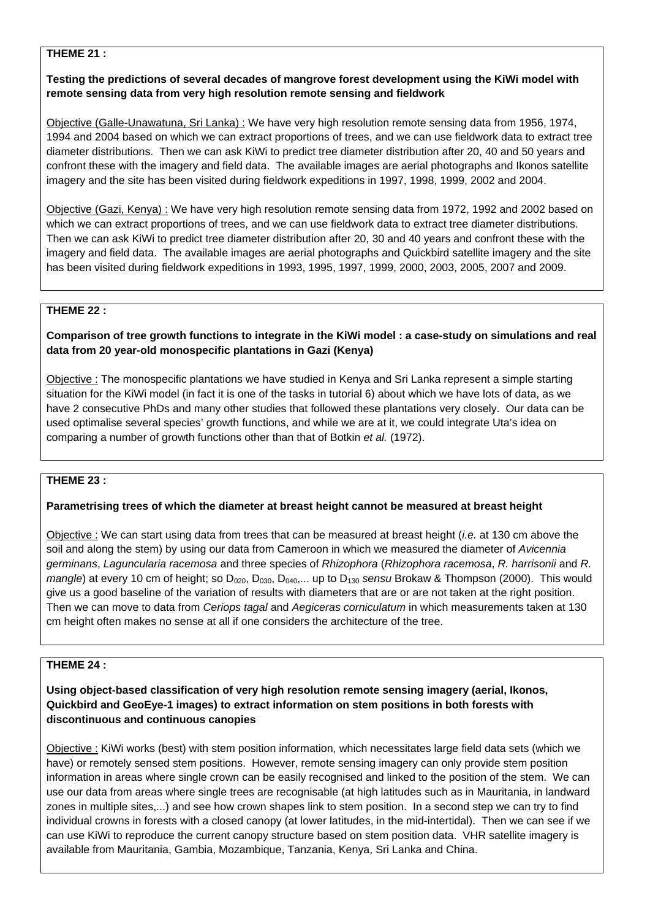**THEME 21 :**

**Testing the predictions of several decades of mangrove forest development using the KiWi model with remote sensing data from very high resolution remote sensing and fieldwork**

Objective (Galle-Unawatuna, Sri Lanka) : We have very high resolution remote sensing data from 1956, 1974, 1994 and 2004 based on which we can extract proportions of trees, and we can use fieldwork data to extract tree diameter distributions. Then we can ask KiWi to predict tree diameter distribution after 20, 40 and 50 years and confront these with the imagery and field data. The available images are aerial photographs and Ikonos satellite imagery and the site has been visited during fieldwork expeditions in 1997, 1998, 1999, 2002 and 2004.

Objective (Gazi, Kenya) : We have very high resolution remote sensing data from 1972, 1992 and 2002 based on which we can extract proportions of trees, and we can use fieldwork data to extract tree diameter distributions. Then we can ask KiWi to predict tree diameter distribution after 20, 30 and 40 years and confront these with the imagery and field data. The available images are aerial photographs and Quickbird satellite imagery and the site has been visited during fieldwork expeditions in 1993, 1995, 1997, 1999, 2000, 2003, 2005, 2007 and 2009.

**THEME 22 :**

**Comparison of tree growth functions to integrate in the KiWi model : a case-study on simulations and real data from 20 year-old monospecific plantations in Gazi (Kenya)**

Objective : The monospecific plantations we have studied in Kenya and Sri Lanka represent a simple starting situation for the KiWi model (in fact it is one of the tasks in tutorial 6) about which we have lots of data, as we have 2 consecutive PhDs and many other studies that followed these plantations very closely. Our data can be used optimalise several species' growth functions, and while we are at it, we could integrate Uta's idea on comparing a number of growth functions other than that of Botkin *et al.* (1972).

**THEME 23 :**

**Parametrising trees of which the diameter at breast height cannot be measured at breast height**

Objective : We can start using data from trees that can be measured at breast height (*i.e.* at 130 cm above the soil and along the stem) by using our data from Cameroon in which we measured the diameter of *Avicennia germinans*, *Laguncularia racemosa* and three species of *Rhizophora* (*Rhizophora racemosa*, *R. harrisonii* and *R. mangle*) at every 10 cm of height; so $D_{020}$, $D_{030}$, $D_{040}$,... up to $D_{130}$ *sensu* Brokaw & Thompson (2000). This would give us a good baseline of the variation of results with diameters that are or are not taken at the right position. Then we can move to data from *Ceriops tagal* and *Aegiceras corniculatum* in which measurements taken at 130 cm height often makes no sense at all if one considers the architecture of the tree.

**THEME 24 :**

**Using object-based classification of very high resolution remote sensing imagery (aerial, Ikonos, Quickbird and GeoEye-1 images) to extract information on stem positions in both forests with discontinuous and continuous canopies**

Objective : KiWi works (best) with stem position information, which necessitates large field data sets (which we have) or remotely sensed stem positions. However, remote sensing imagery can only provide stem position information in areas where single crown can be easily recognised and linked to the position of the stem. We can use our data from areas where single trees are recognisable (at high latitudes such as in Mauritania, in landward zones in multiple sites,...) and see how crown shapes link to stem position. In a second step we can try to find individual crowns in forests with a closed canopy (at lower latitudes, in the mid-intertidal). Then we can see if we can use KiWi to reproduce the current canopy structure based on stem position data. VHR satellite imagery is available from Mauritania, Gambia, Mozambique, Tanzania, Kenya, Sri Lanka and China.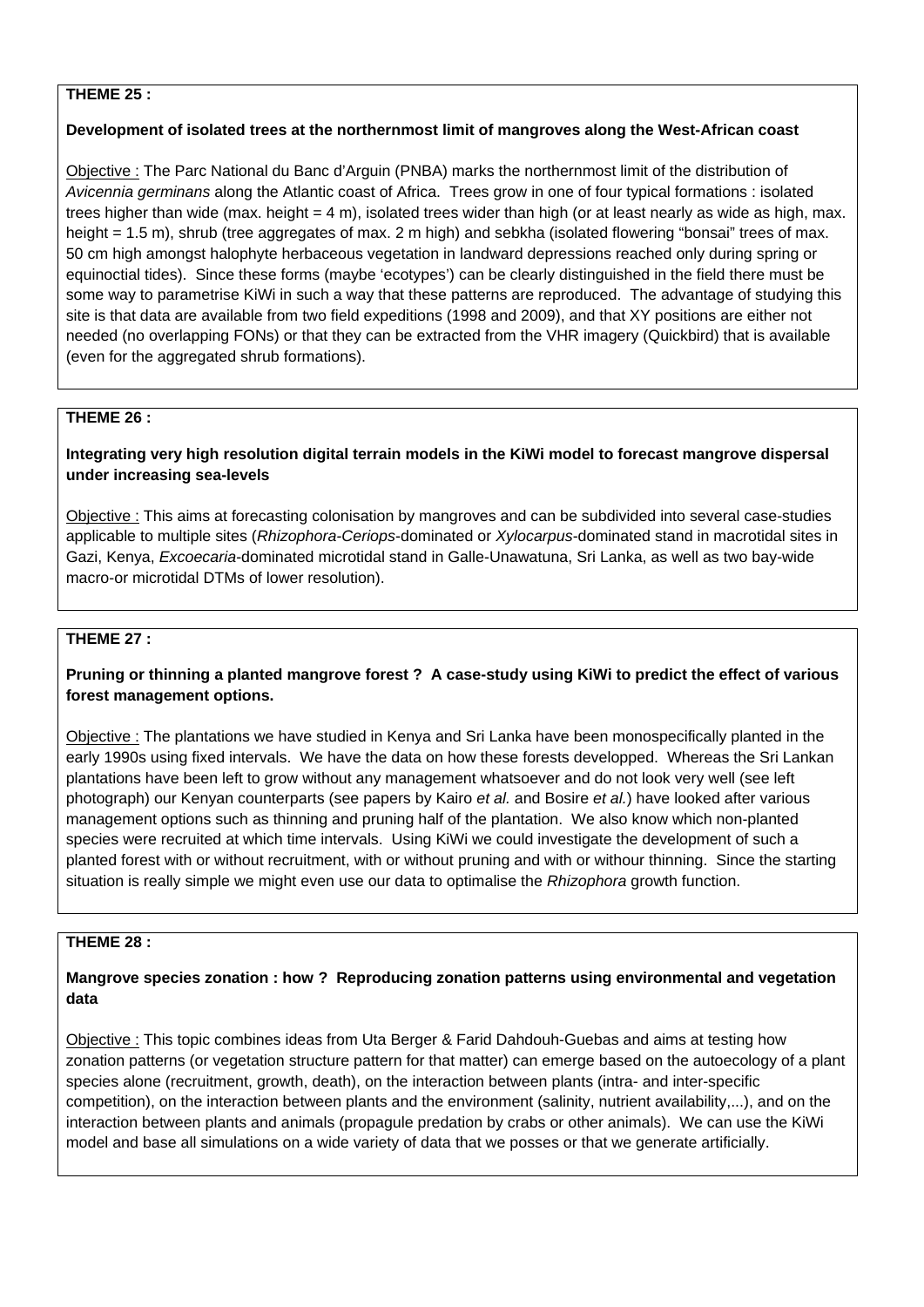**THEME 25 :**

**Development of isolated trees at the northernmost limit of mangroves along the West-African coast**

Objective : The Parc National du Banc d'Arguin (PNBA) marks the northernmost limit of the distribution of *Avicennia germinans* along the Atlantic coast of Africa. Trees grow in one of four typical formations : isolated trees higher than wide (max. height = 4 m), isolated trees wider than high (or at least nearly as wide as high, max. height = 1.5 m), shrub (tree aggregates of max. 2 m high) and sebkha (isolated flowering "bonsai" trees of max. 50 cm high amongst halophyte herbaceous vegetation in landward depressions reached only during spring or equinoctial tides). Since these forms (maybe 'ecotypes') can be clearly distinguished in the field there must be some way to parametrise KiWi in such a way that these patterns are reproduced. The advantage of studying this site is that data are available from two field expeditions (1998 and 2009), and that XY positions are either not needed (no overlapping FONs) or that they can be extracted from the VHR imagery (Quickbird) that is available (even for the aggregated shrub formations).

**THEME 26 :**

**Integrating very high resolution digital terrain models in the KiWi model to forecast mangrove dispersal under increasing sea-levels**

Objective : This aims at forecasting colonisation by mangroves and can be subdivided into several case-studies applicable to multiple sites (*Rhizophora*-*Ceriops*-dominated or *Xylocarpus*-dominated stand in macrotidal sites in Gazi, Kenya, *Excoecaria*-dominated microtidal stand in Galle-Unawatuna, Sri Lanka, as well as two bay-wide macro-or microtidal DTMs of lower resolution).

**THEME 27 :**

**Pruning or thinning a planted mangrove forest ? A case-study using KiWi to predict the effect of various forest management options.**

Objective : The plantations we have studied in Kenya and Sri Lanka have been monospecifically planted in the early 1990s using fixed intervals. We have the data on how these forests developped. Whereas the Sri Lankan plantations have been left to grow without any management whatsoever and do not look very well (see left photograph) our Kenyan counterparts (see papers by Kairo *et al.* and Bosire *et al.*) have looked after various management options such as thinning and pruning half of the plantation. We also know which non-planted species were recruited at which time intervals. Using KiWi we could investigate the development of such a planted forest with or without recruitment, with or without pruning and with or withour thinning. Since the starting situation is really simple we might even use our data to optimalise the *Rhizophora* growth function.

**THEME 28 :**

**Mangrove species zonation : how ? Reproducing zonation patterns using environmental and vegetation data**

Objective : This topic combines ideas from Uta Berger & Farid Dahdouh-Guebas and aims at testing how zonation patterns (or vegetation structure pattern for that matter) can emerge based on the autoecology of a plant species alone (recruitment, growth, death), on the interaction between plants (intra- and inter-specific competition), on the interaction between plants and the environment (salinity, nutrient availability,...), and on the interaction between plants and animals (propagule predation by crabs or other animals). We can use the KiWi model and base all simulations on a wide variety of data that we posses or that we generate artificially.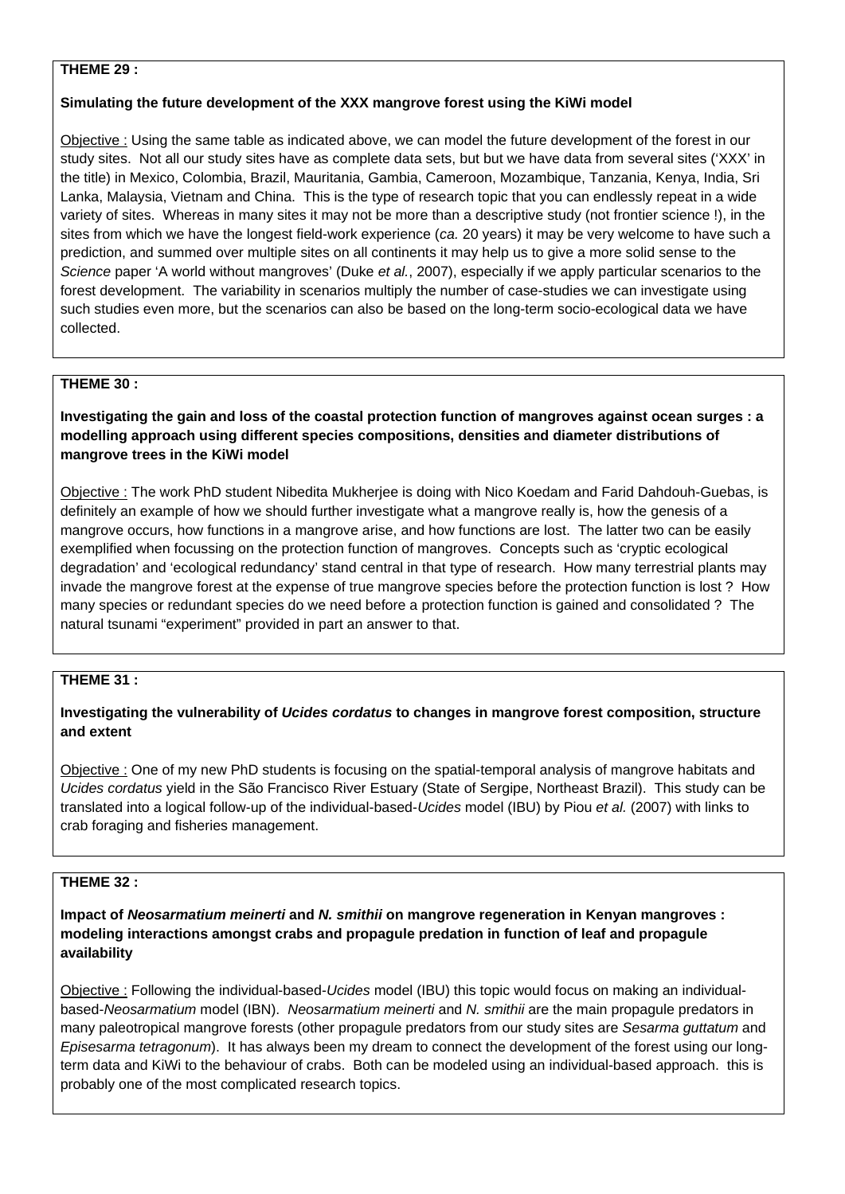**THEME 29 :**

**Simulating the future development of the XXX mangrove forest using the KiWi model**

Objective : Using the same table as indicated above, we can model the future development of the forest in our study sites. Not all our study sites have as complete data sets, but but we have data from several sites ('XXX' in the title) in Mexico, Colombia, Brazil, Mauritania, Gambia, Cameroon, Mozambique, Tanzania, Kenya, India, Sri Lanka, Malaysia, Vietnam and China. This is the type of research topic that you can endlessly repeat in a wide variety of sites. Whereas in many sites it may not be more than a descriptive study (not frontier science !), in the sites from which we have the longest field-work experience (*ca.* 20 years) it may be very welcome to have such a prediction, and summed over multiple sites on all continents it may help us to give a more solid sense to the *Science* paper 'A world without mangroves' (Duke *et al.*, 2007), especially if we apply particular scenarios to the forest development. The variability in scenarios multiply the number of case-studies we can investigate using such studies even more, but the scenarios can also be based on the long-term socio-ecological data we have collected.

**THEME 30 :**

**Investigating the gain and loss of the coastal protection function of mangroves against ocean surges : a modelling approach using different species compositions, densities and diameter distributions of mangrove trees in the KiWi model**

Objective : The work PhD student Nibedita Mukherjee is doing with Nico Koedam and Farid Dahdouh-Guebas, is definitely an example of how we should further investigate what a mangrove really is, how the genesis of a mangrove occurs, how functions in a mangrove arise, and how functions are lost. The latter two can be easily exemplified when focussing on the protection function of mangroves. Concepts such as 'cryptic ecological degradation' and 'ecological redundancy' stand central in that type of research. How many terrestrial plants may invade the mangrove forest at the expense of true mangrove species before the protection function is lost ? How many species or redundant species do we need before a protection function is gained and consolidated ? The natural tsunami "experiment" provided in part an answer to that.

**THEME 31 :**

**Investigating the vulnerability of *Ucides cordatus* to changes in mangrove forest composition, structure and extent**

Objective : One of my new PhD students is focusing on the spatial-temporal analysis of mangrove habitats and *Ucides cordatus* yield in the São Francisco River Estuary (State of Sergipe, Northeast Brazil). This study can be translated into a logical follow-up of the individual-based-*Ucides* model (IBU) by Piou *et al.* (2007) with links to crab foraging and fisheries management.

**THEME 32 :**

**Impact of *Neosarmatium meinerti* and *N. smithii* on mangrove regeneration in Kenyan mangroves : modeling interactions amongst crabs and propagule predation in function of leaf and propagule availability**

Objective : Following the individual-based-*Ucides* model (IBU) this topic would focus on making an individual-based-*Neosarmatium* model (IBN). *Neosarmatium meinerti* and *N. smithii* are the main propagule predators in many paleotropical mangrove forests (other propagule predators from our study sites are *Sesarma guttatum* and *Episesarma tetragonum*). It has always been my dream to connect the development of the forest using our long-term data and KiWi to the behaviour of crabs. Both can be modeled using an individual-based approach. this is probably one of the most complicated research topics.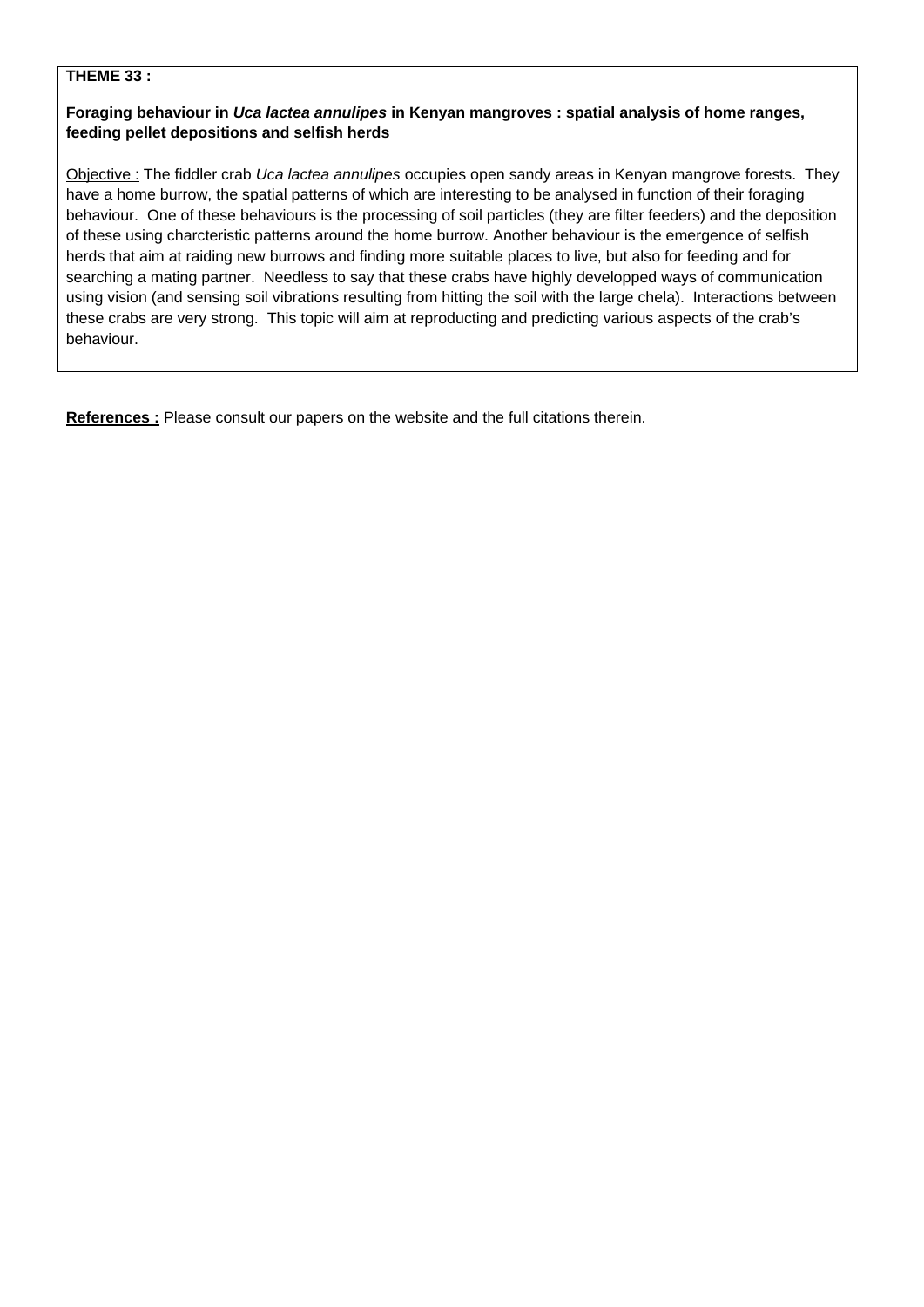**THEME 33 :**

**Foraging behaviour in *Uca lactea annulipes* in Kenyan mangroves : spatial analysis of home ranges, feeding pellet depositions and selfish herds**

Objective : The fiddler crab *Uca lactea annulipes* occupies open sandy areas in Kenyan mangrove forests. They have a home burrow, the spatial patterns of which are interesting to be analysed in function of their foraging behaviour. One of these behaviours is the processing of soil particles (they are filter feeders) and the deposition of these using charcteristic patterns around the home burrow. Another behaviour is the emergence of selfish herds that aim at raiding new burrows and finding more suitable places to live, but also for feeding and for searching a mating partner. Needless to say that these crabs have highly developped ways of communication using vision (and sensing soil vibrations resulting from hitting the soil with the large chela). Interactions between these crabs are very strong. This topic will aim at reproducting and predicting various aspects of the crab's behaviour.

**References :** Please consult our papers on the website and the full citations therein.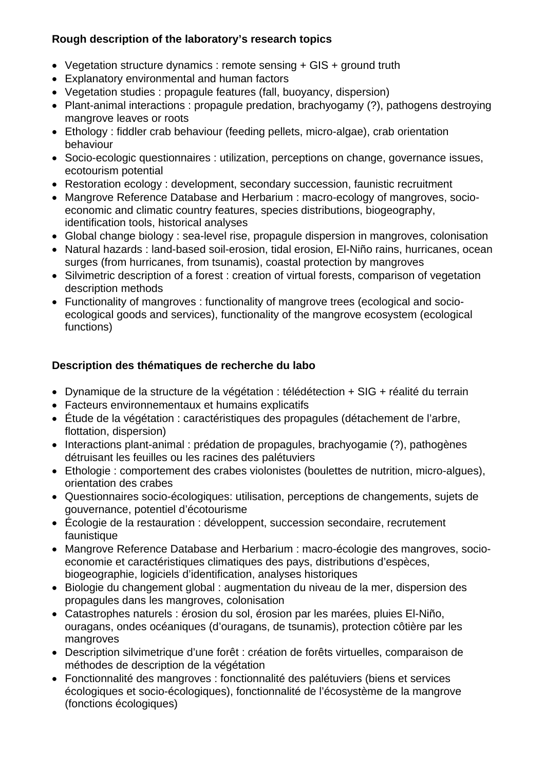**Rough description of the laboratory's research topics**

- Vegetation structure dynamics : remote sensing + GIS + ground truth
- Explanatory environmental and human factors
- Vegetation studies : propagule features (fall, buoyancy, dispersion)
- Plant-animal interactions : propagule predation, brachyogamy (?), pathogens destroying mangrove leaves or roots
- Ethology : fiddler crab behaviour (feeding pellets, micro-algae), crab orientation behaviour
- Socio-ecologic questionnaires : utilization, perceptions on change, governance issues, ecotourism potential
- Restoration ecology : development, secondary succession, faunistic recruitment
- Mangrove Reference Database and Herbarium : macro-ecology of mangroves, socio-economic and climatic country features, species distributions, biogeography, identification tools, historical analyses
- Global change biology : sea-level rise, propagule dispersion in mangroves, colonisation
- Natural hazards : land-based soil-erosion, tidal erosion, El-Niño rains, hurricanes, ocean surges (from hurricanes, from tsunamis), coastal protection by mangroves
- Silvimetric description of a forest : creation of virtual forests, comparison of vegetation description methods
- Functionality of mangroves : functionality of mangrove trees (ecological and socio-ecological goods and services), functionality of the mangrove ecosystem (ecological functions)

**Description des thématiques de recherche du labo**

- Dynamique de la structure de la végétation : télédétection + SIG + réalité du terrain
- Facteurs environnementaux et humains explicatifs
- Étude de la végétation : caractéristiques des propagules (détachement de l'arbre, flottation, dispersion)
- Interactions plant-animal : prédation de propagules, brachyogamie (?), pathogènes détruisant les feuilles ou les racines des palétuviers
- Ethologie : comportement des crabes violonistes (boulettes de nutrition, micro-algues), orientation des crabes
- Questionnaires socio-écologiques: utilisation, perceptions de changements, sujets de gouvernance, potentiel d'écotourisme
- Écologie de la restauration : développent, succession secondaire, recrutement faunistique
- Mangrove Reference Database and Herbarium : macro-écologie des mangroves, socio-economie et caractéristiques climatiques des pays, distributions d'espèces, biogeographie, logiciels d'identification, analyses historiques
- Biologie du changement global : augmentation du niveau de la mer, dispersion des propagules dans les mangroves, colonisation
- Catastrophes naturels : érosion du sol, érosion par les marées, pluies El-Niño, ouragans, ondes océaniques (d'ouragans, de tsunamis), protection côtière par les mangroves
- Description silvimetrique d'une forêt : création de forêts virtuelles, comparaison de méthodes de description de la végétation
- Fonctionnalité des mangroves : fonctionnalité des palétuviers (biens et services écologiques et socio-écologiques), fonctionnalité de l'écosystème de la mangrove (fonctions écologiques)